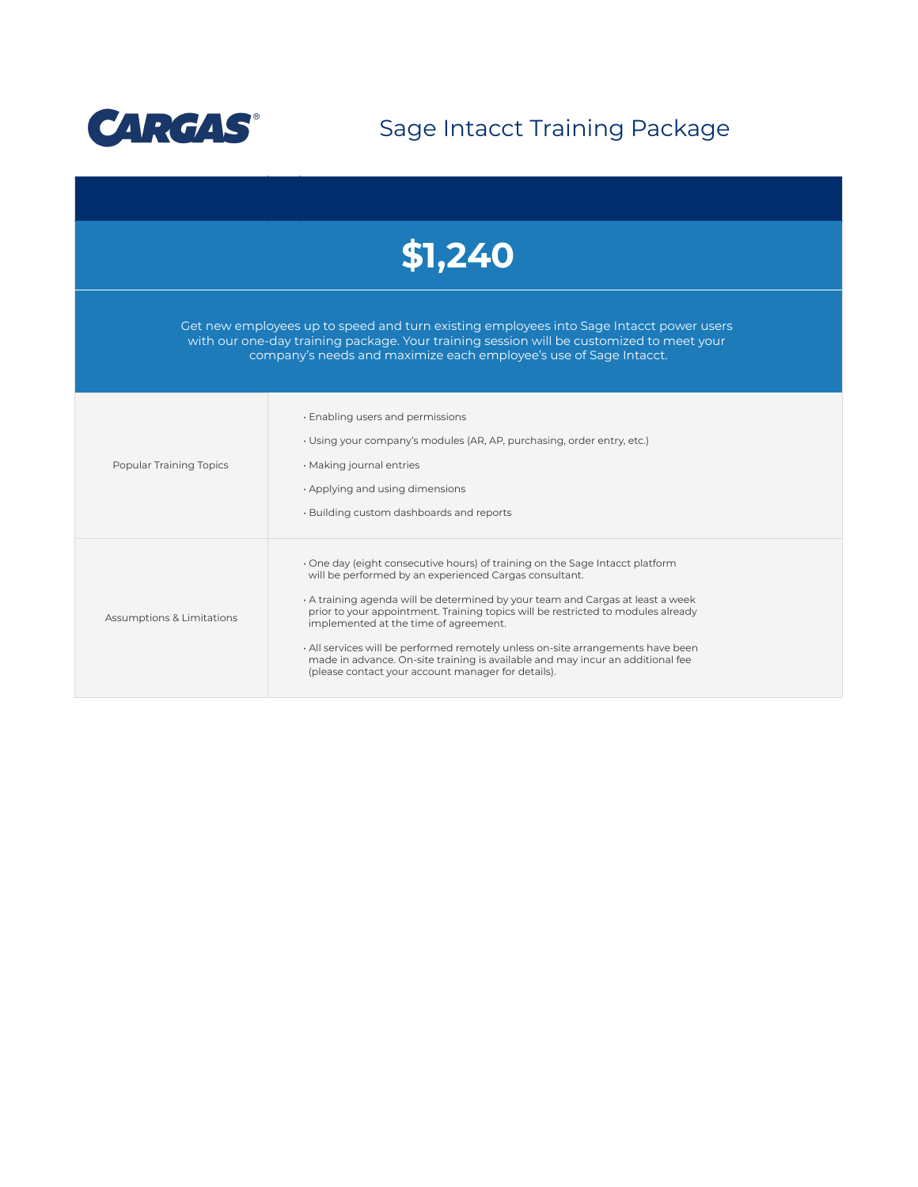CARGAS®

# Sage Intacct Training Package

## $1,240

Get new employees up to speed and turn existing employees into Sage Intacct power users with our one-day training package. Your training session will be customized to meet your company's needs and maximize each employee's use of Sage Intacct.

| | |
|---|---|
| Popular Training Topics | • Enabling users and permissions<br>• Using your company's modules (AR, AP, purchasing, order entry, etc.)<br>• Making journal entries<br>• Applying and using dimensions<br>• Building custom dashboards and reports |
| Assumptions & Limitations | • One day (eight consecutive hours) of training on the Sage Intacct platform will be performed by an experienced Cargas consultant.<br>• A training agenda will be determined by your team and Cargas at least a week prior to your appointment. Training topics will be restricted to modules already implemented at the time of agreement.<br>• All services will be performed remotely unless on-site arrangements have been made in advance. On-site training is available and may incur an additional fee (please contact your account manager for details). |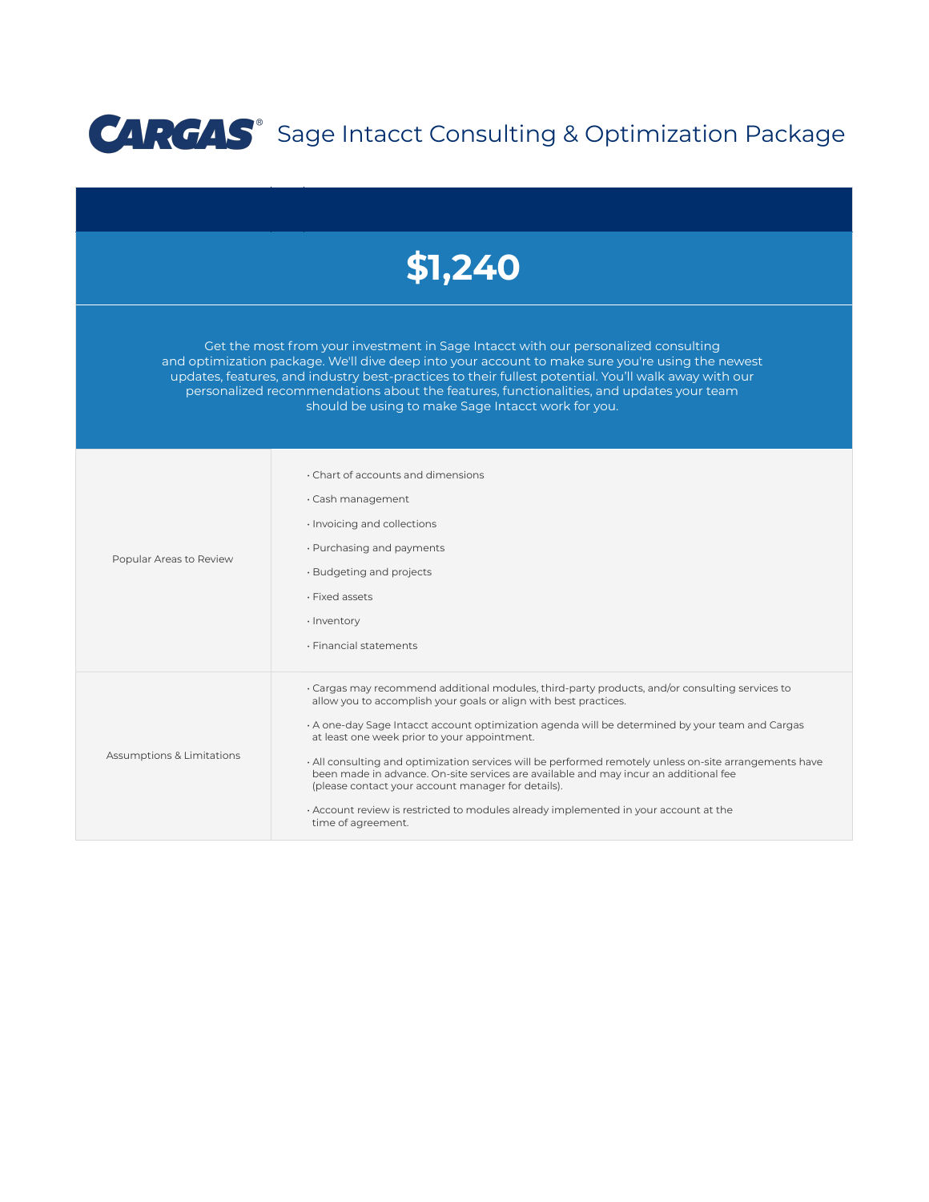# CARGAS® Sage Intacct Consulting & Optimization Package

## $1,240

Get the most from your investment in Sage Intacct with our personalized consulting and optimization package. We'll dive deep into your account to make sure you're using the newest updates, features, and industry best-practices to their fullest potential. You'll walk away with our personalized recommendations about the features, functionalities, and updates your team should be using to make Sage Intacct work for you.

| | |
|---|---|
| Popular Areas to Review | • Chart of accounts and dimensions<br>• Cash management<br>• Invoicing and collections<br>• Purchasing and payments<br>• Budgeting and projects<br>• Fixed assets<br>• Inventory<br>• Financial statements |
| Assumptions & Limitations | • Cargas may recommend additional modules, third-party products, and/or consulting services to allow you to accomplish your goals or align with best practices.<br>• A one-day Sage Intacct account optimization agenda will be determined by your team and Cargas at least one week prior to your appointment.<br>• All consulting and optimization services will be performed remotely unless on-site arrangements have been made in advance. On-site services are available and may incur an additional fee (please contact your account manager for details).<br>• Account review is restricted to modules already implemented in your account at the time of agreement. |